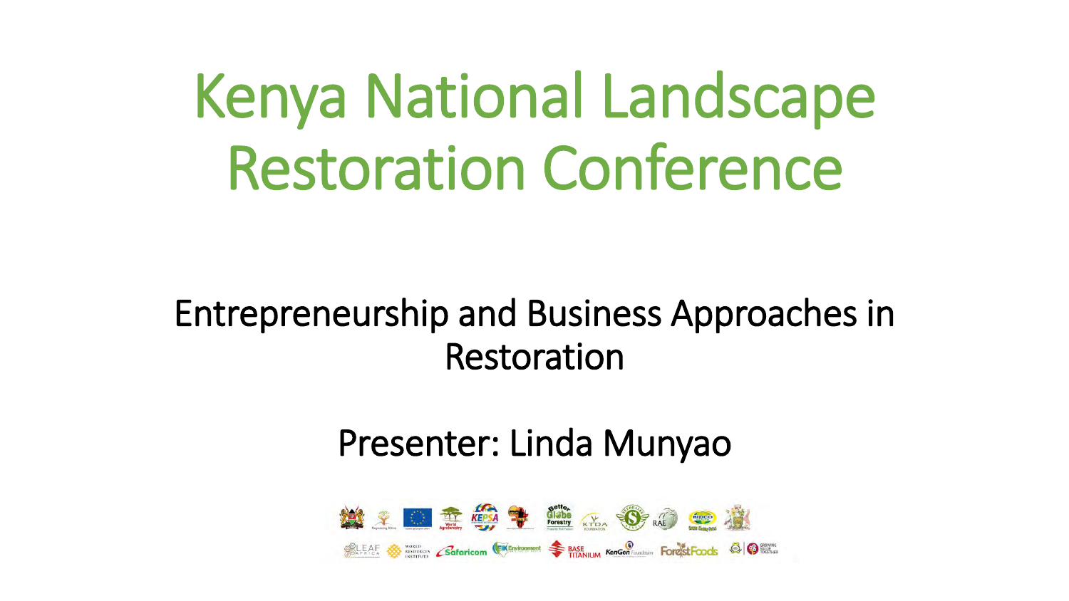# Kenya National Landscape Restoration Conference

## Entrepreneurship and Business Approaches in Restoration

Presenter: Linda Munyao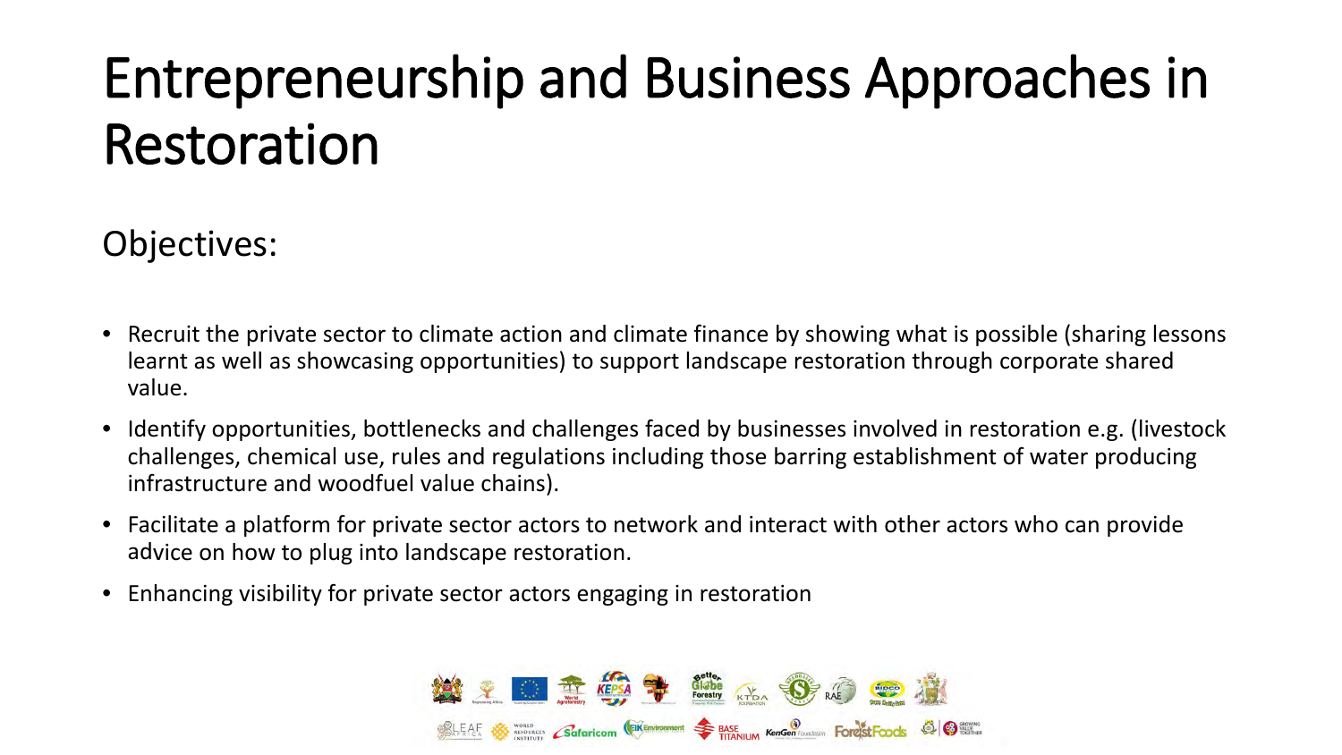# Entrepreneurship and Business Approaches in Restoration

Objectives:

- Recruit the private sector to climate action and climate finance by showing what is possible (sharing lessons learnt as well as showcasing opportunities) to support landscape restoration through corporate shared value.
- Identify opportunities, bottlenecks and challenges faced by businesses involved in restoration e.g. (livestock challenges, chemical use, rules and regulations including those barring establishment of water producing infrastructure and woodfuel value chains).
- Facilitate a platform for private sector actors to network and interact with other actors who can provide advice on how to plug into landscape restoration.
- Enhancing visibility for private sector actors engaging in restoration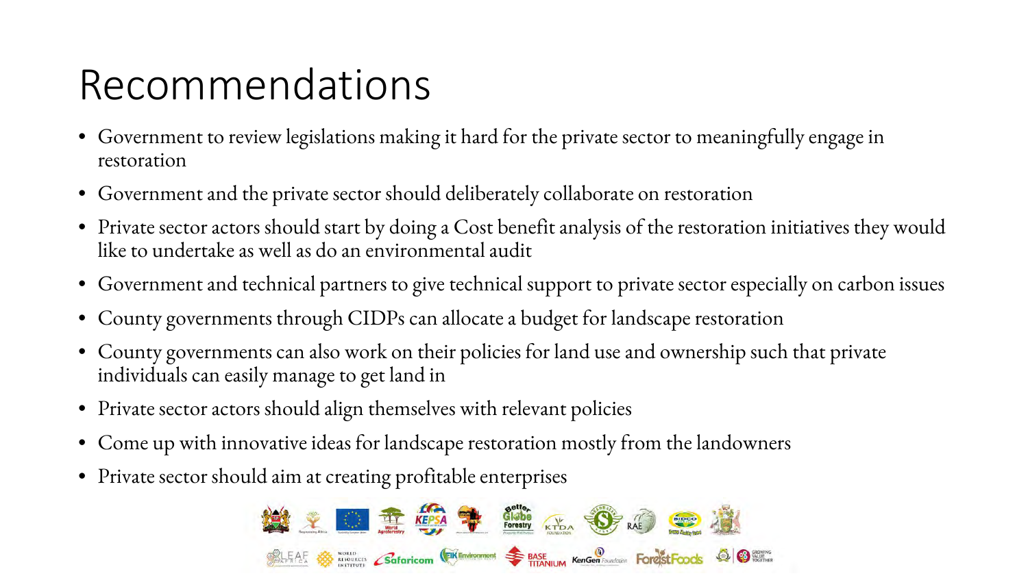# Recommendations

- Government to review legislations making it hard for the private sector to meaningfully engage in restoration
- Government and the private sector should deliberately collaborate on restoration
- Private sector actors should start by doing a Cost benefit analysis of the restoration initiatives they would like to undertake as well as do an environmental audit
- Government and technical partners to give technical support to private sector especially on carbon issues
- County governments through CIDPs can allocate a budget for landscape restoration
- County governments can also work on their policies for land use and ownership such that private individuals can easily manage to get land in
- Private sector actors should align themselves with relevant policies
- Come up with innovative ideas for landscape restoration mostly from the landowners
- Private sector should aim at creating profitable enterprises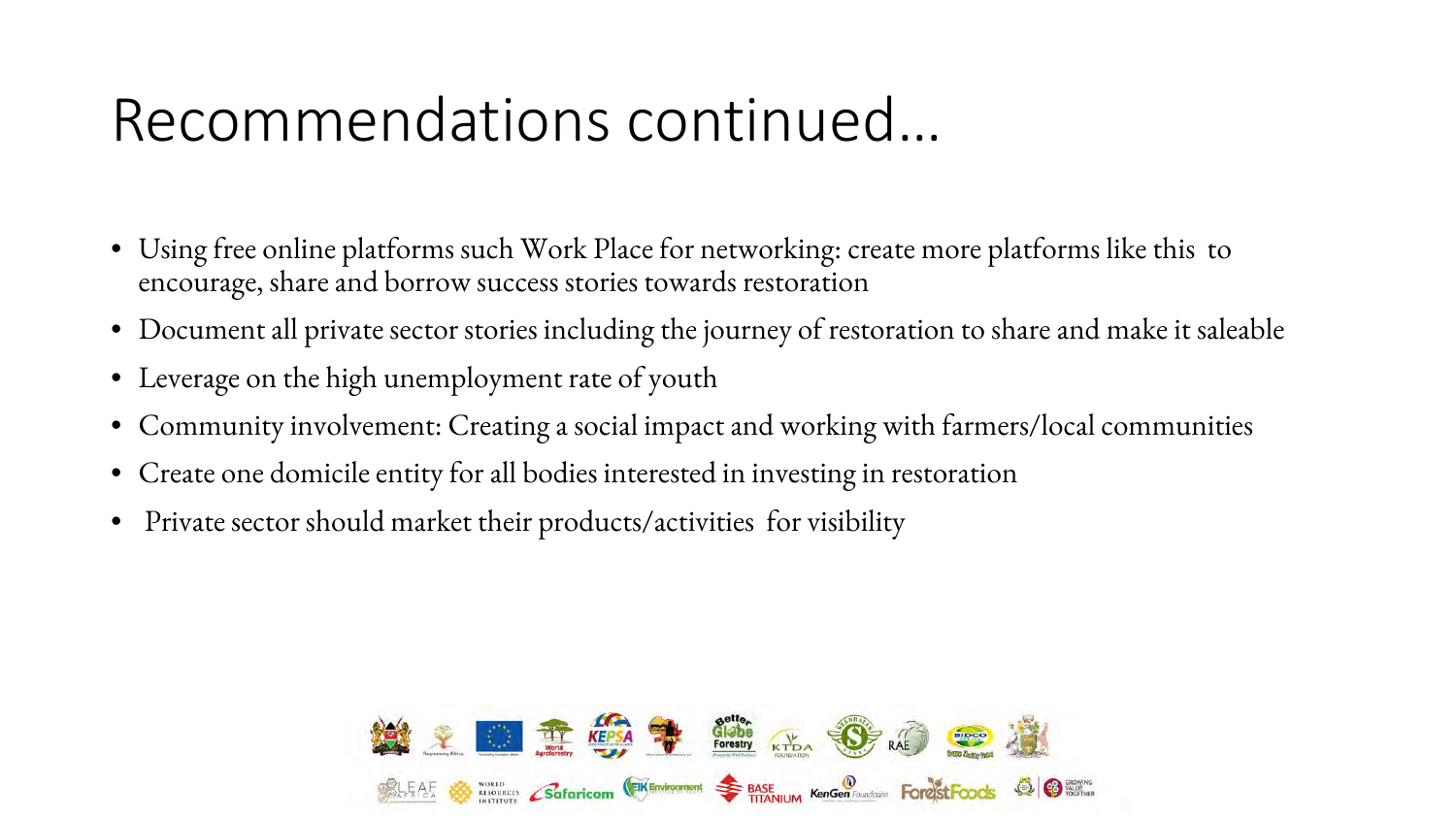# Recommendations continued…

- Using free online platforms such Work Place for networking: create more platforms like this to encourage, share and borrow success stories towards restoration
- Document all private sector stories including the journey of restoration to share and make it saleable
- Leverage on the high unemployment rate of youth
- Community involvement: Creating a social impact and working with farmers/local communities
- Create one domicile entity for all bodies interested in investing in restoration
- Private sector should market their products/activities for visibility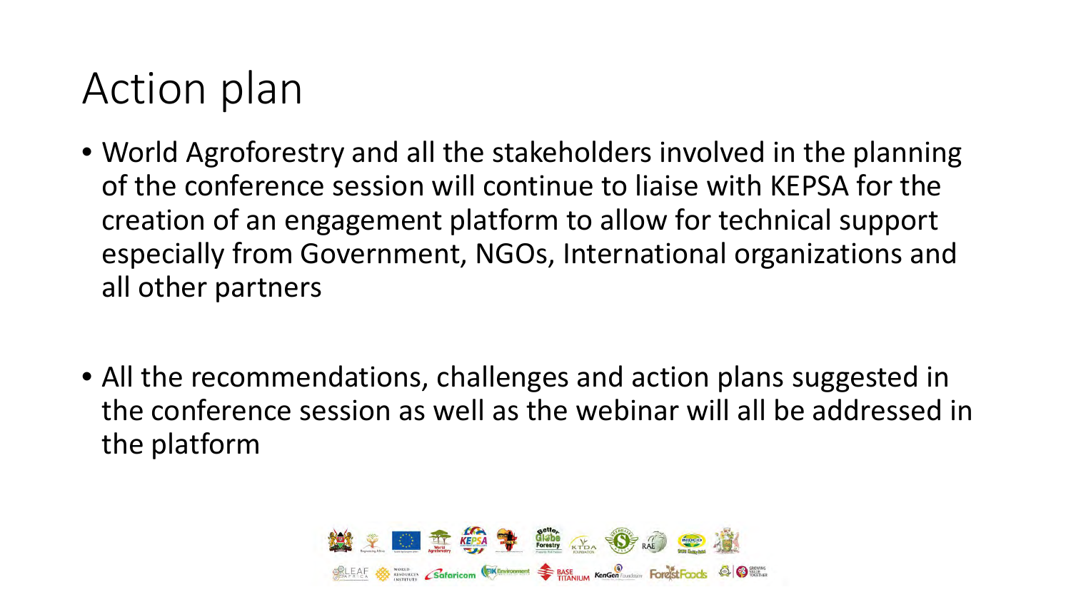# Action plan

- World Agroforestry and all the stakeholders involved in the planning of the conference session will continue to liaise with KEPSA for the creation of an engagement platform to allow for technical support especially from Government, NGOs, International organizations and all other partners

- All the recommendations, challenges and action plans suggested in the conference session as well as the webinar will all be addressed in the platform